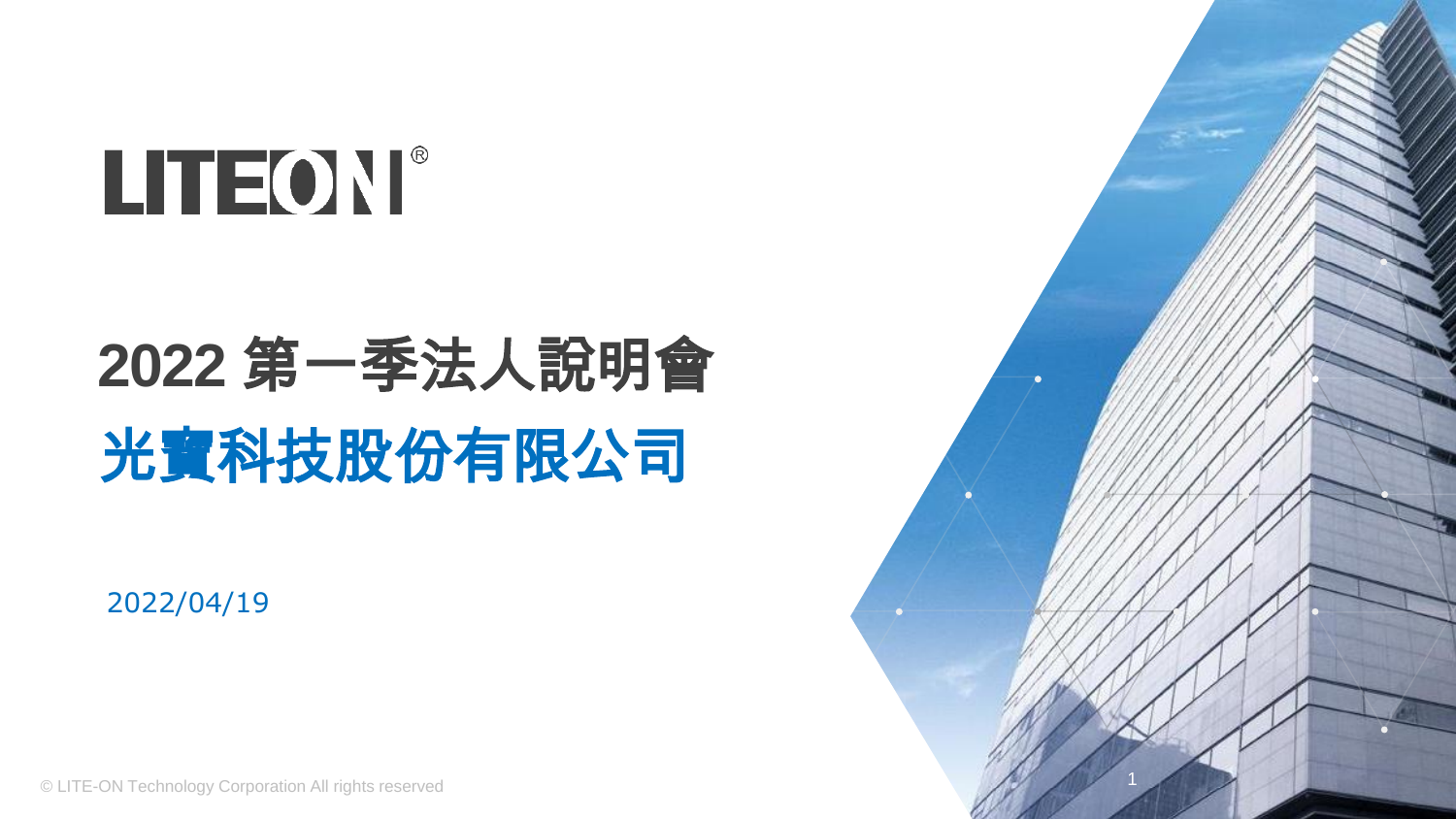LITEON®

# 2022 第一季法人說明會

## 光寶科技股份有限公司

2022/04/19

© LITE-ON Technology Corporation All rights reserved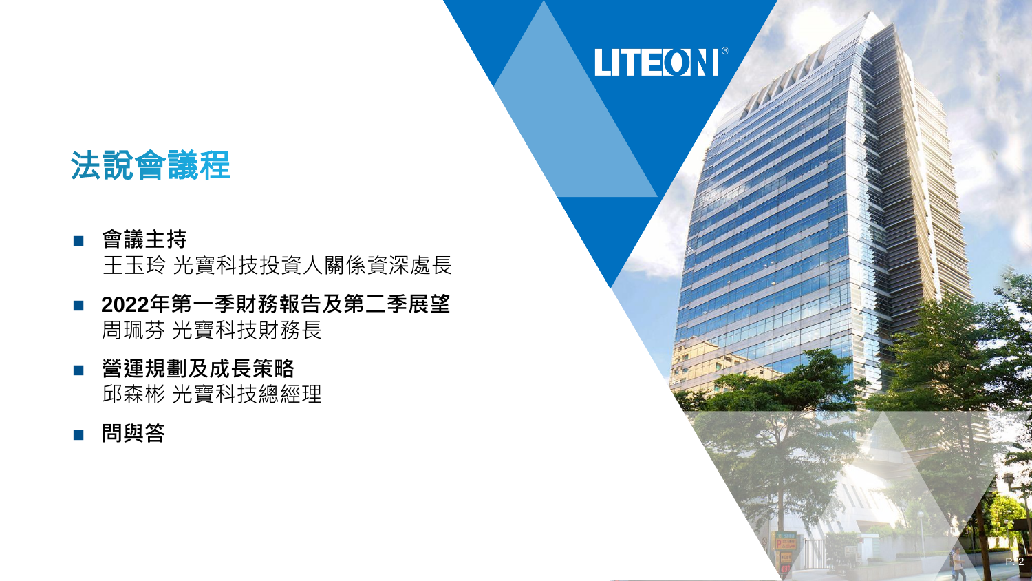# 法說會議程

- **會議主持**
  王玉玲 光寶科技投資人關係資深處長

- **2022年第一季財務報告及第二季展望**
  周珮芬 光寶科技財務長

- **營運規劃及成長策略**
  邱森彬 光寶科技總經理

- **問與答**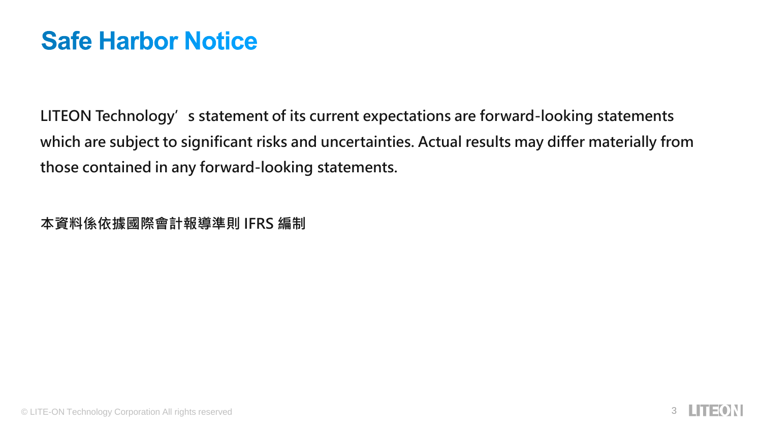# Safe Harbor Notice

**LITEON Technology’s statement of its current expectations are forward-looking statements which are subject to significant risks and uncertainties. Actual results may differ materially from those contained in any forward-looking statements.**

**本資料係依據國際會計報導準則 IFRS 編制**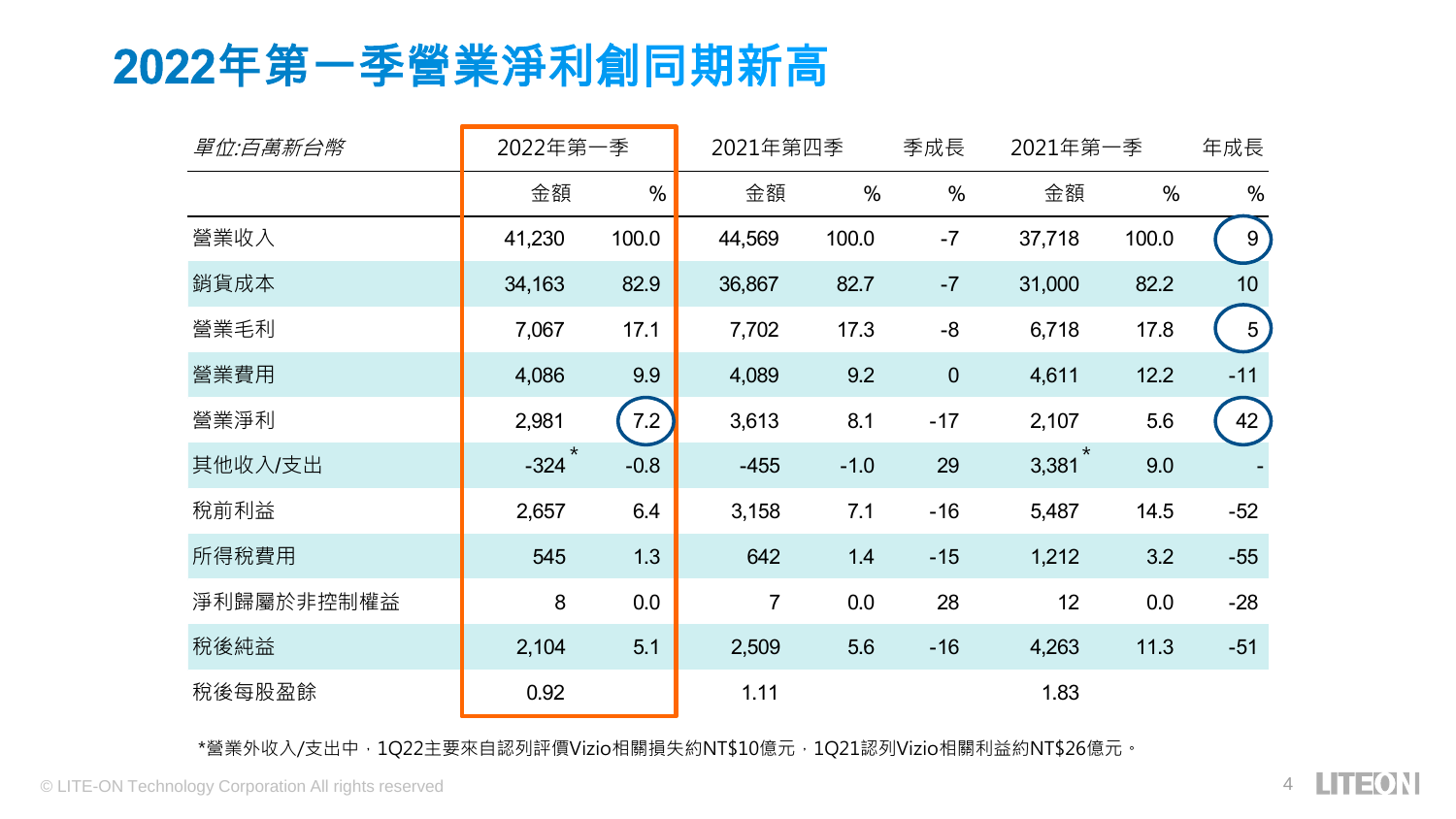# 2022年第一季營業淨利創同期新高

| 單位:百萬新台幣 | 2022年第一季 | | 2021年第四季 | | 季成長 | 2021年第一季 | | 年成長 |
|---|---|---|---|---|---|---|---|---|
| | 金額 | % | 金額 | % | % | 金額 | % | % |
| 營業收入 | 41,230 | 100.0 | 44,569 | 100.0 | -7 | 37,718 | 100.0 | 9 |
| 銷貨成本 | 34,163 | 82.9 | 36,867 | 82.7 | -7 | 31,000 | 82.2 | 10 |
| 營業毛利 | 7,067 | 17.1 | 7,702 | 17.3 | -8 | 6,718 | 17.8 | 5 |
| 營業費用 | 4,086 | 9.9 | 4,089 | 9.2 | 0 | 4,611 | 12.2 | -11 |
| 營業淨利 | 2,981 | 7.2 | 3,613 | 8.1 | -17 | 2,107 | 5.6 | 42 |
| 其他收入/支出 | -324* | -0.8 | -455 | -1.0 | 29 | 3,381* | 9.0 | - |
| 稅前利益 | 2,657 | 6.4 | 3,158 | 7.1 | -16 | 5,487 | 14.5 | -52 |
| 所得稅費用 | 545 | 1.3 | 642 | 1.4 | -15 | 1,212 | 3.2 | -55 |
| 淨利歸屬於非控制權益 | 8 | 0.0 | 7 | 0.0 | 28 | 12 | 0.0 | -28 |
| 稅後純益 | 2,104 | 5.1 | 2,509 | 5.6 | -16 | 4,263 | 11.3 | -51 |
| 稅後每股盈餘 | 0.92 | | 1.11 | | | 1.83 | | |

*營業外收入/支出中，1Q22主要來自認列評價Vizio相關損失約NT$10億元，1Q21認列Vizio相關利益約NT$26億元。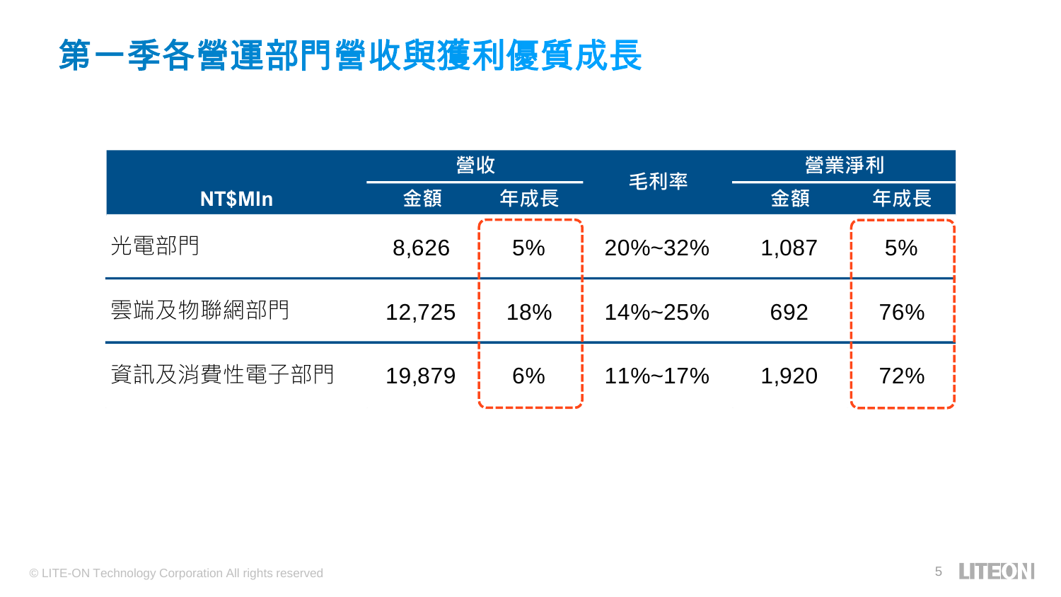# 第一季各營運部門營收與獲利優質成長

| NT$Mln | 營收 | | 毛利率 | 營業淨利 | |
|---|---|---|---|---|---|
| | 金額 | 年成長 | | 金額 | 年成長 |
| 光電部門 | 8,626 | 5% | 20%~32% | 1,087 | 5% |
| 雲端及物聯網部門 | 12,725 | 18% | 14%~25% | 692 | 76% |
| 資訊及消費性電子部門 | 19,879 | 6% | 11%~17% | 1,920 | 72% |

© LITE-ON Technology Corporation All rights reserved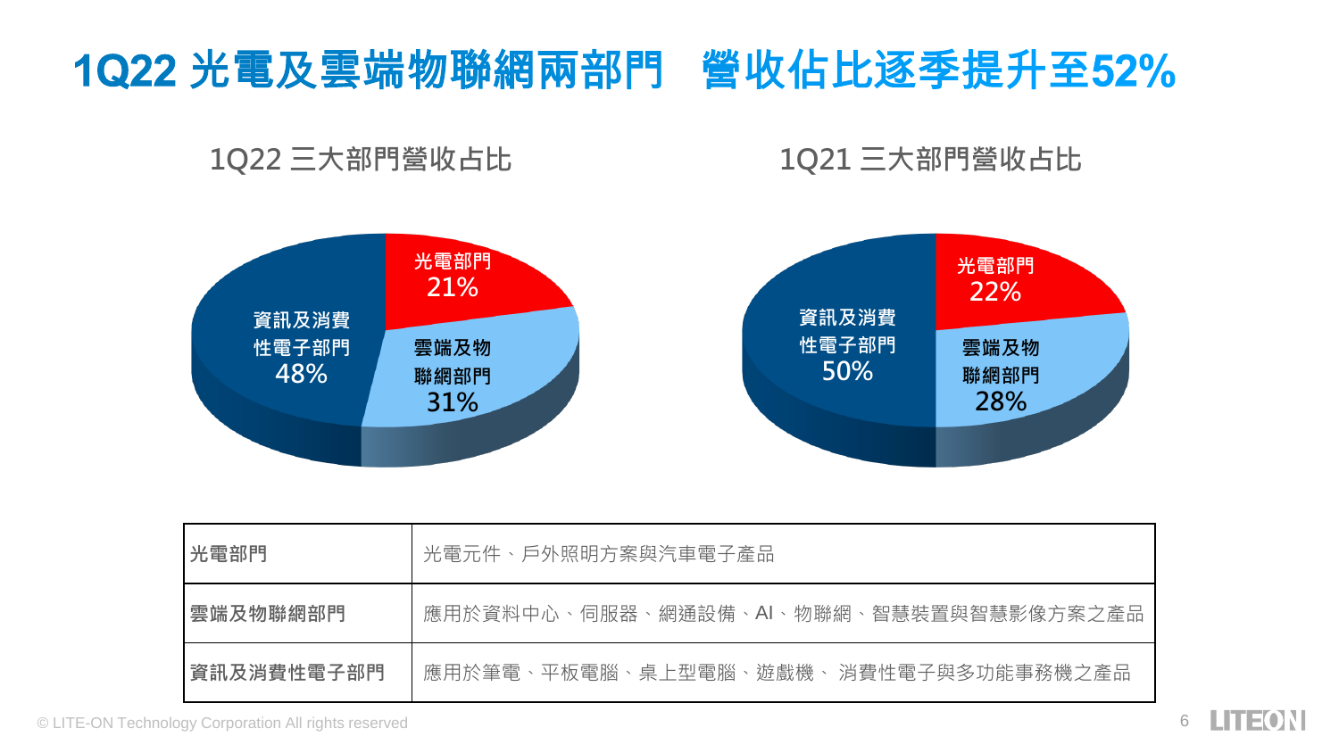# 1Q22 光電及雲端物聯網兩部門　營收佔比逐季提升至52%

## 1Q22 三大部門營收占比

- 光電部門 21%
- 雲端及物聯網部門 31%
- 資訊及消費性電子部門 48%

## 1Q21 三大部門營收占比

- 光電部門 22%
- 雲端及物聯網部門 28%
- 資訊及消費性電子部門 50%

| 光電部門 | 光電元件、戶外照明方案與汽車電子產品 |
| --- | --- |
| 雲端及物聯網部門 | 應用於資料中心、伺服器、網通設備、AI、物聯網、智慧裝置與智慧影像方案之產品 |
| 資訊及消費性電子部門 | 應用於筆電、平板電腦、桌上型電腦、遊戲機、 消費性電子與多功能事務機之產品 |

© LITE-ON Technology Corporation All rights reserved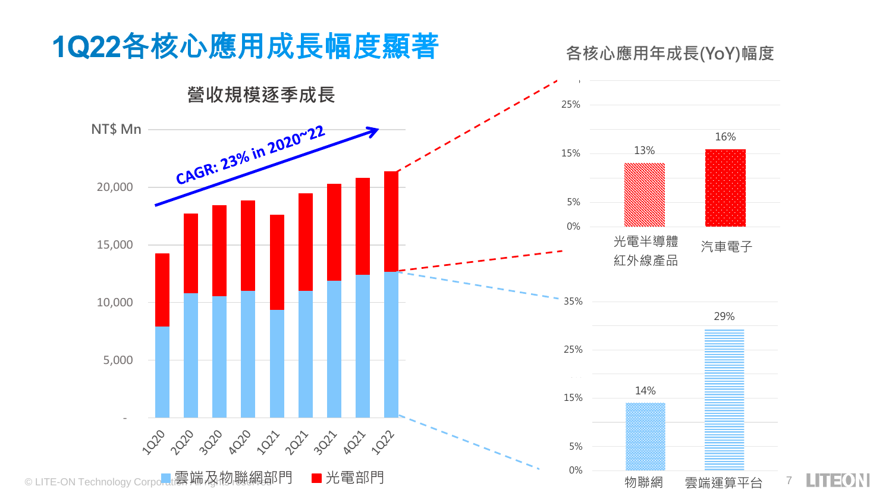# 1Q22各核心應用成長幅度顯著

## 營收規模逐季成長

NT$ Mn

CAGR: 23% in 2020~22

| | 1Q20 | 2Q20 | 3Q20 | 4Q20 | 1Q21 | 2Q21 | 3Q21 | 4Q21 | 1Q22 |
|---|---|---|---|---|---|---|---|---|---|

雲端及物聯網部門　光電部門

## 各核心應用年成長(YoY)幅度

| 應用 | YoY |
|---|---|
| 光電半導體紅外線產品 | 13% |
| 汽車電子 | 16% |
| 物聯網 | 14% |
| 雲端運算平台 | 29% |

© LITE-ON Technology Corporation. All rights reserved.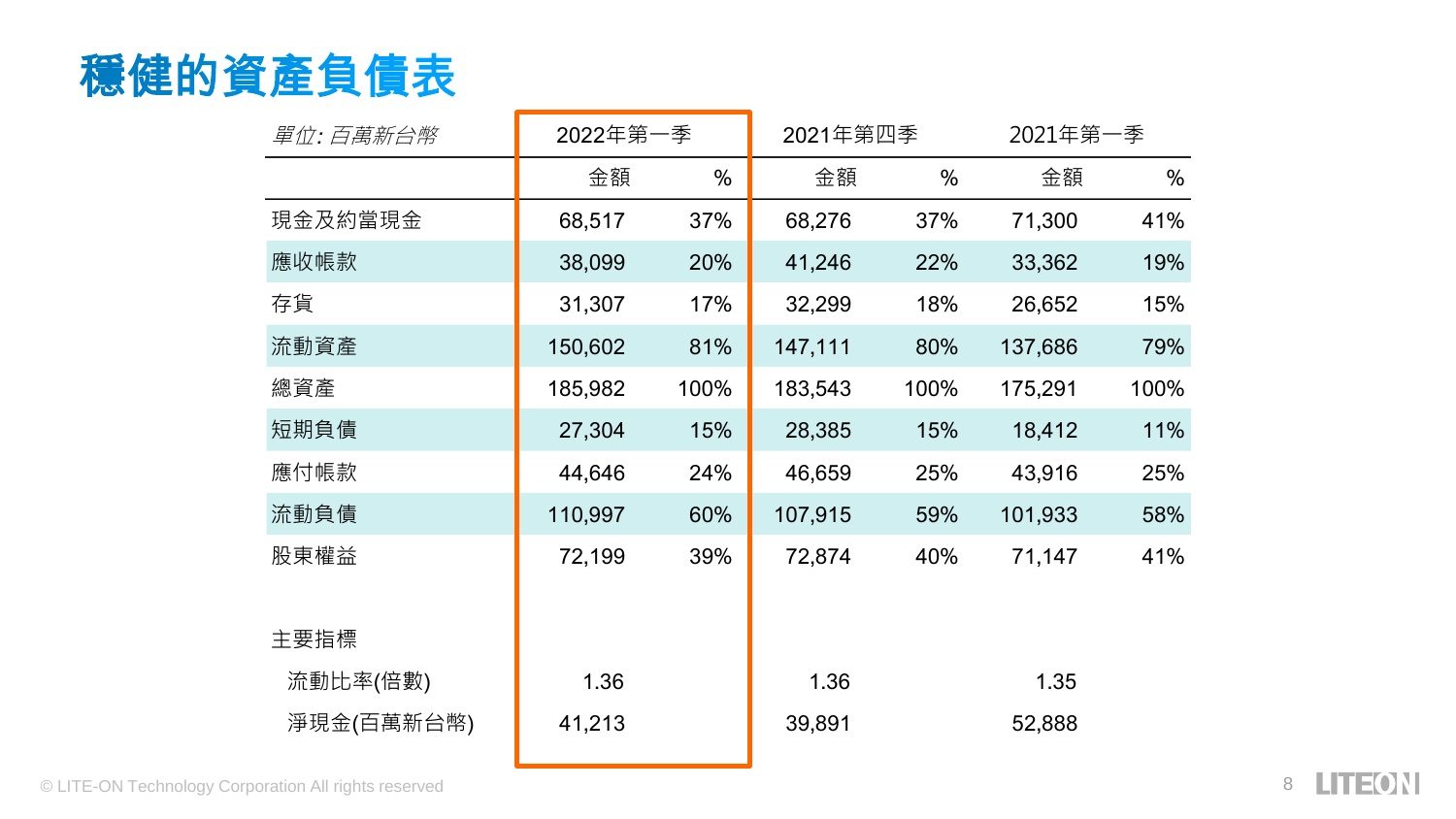# 穩健的資產負債表

| 單位: 百萬新台幣 | 2022年第一季 | | 2021年第四季 | | 2021年第一季 | |
|---|---|---|---|---|---|---|
| | 金額 | % | 金額 | % | 金額 | % |
| 現金及約當現金 | 68,517 | 37% | 68,276 | 37% | 71,300 | 41% |
| 應收帳款 | 38,099 | 20% | 41,246 | 22% | 33,362 | 19% |
| 存貨 | 31,307 | 17% | 32,299 | 18% | 26,652 | 15% |
| 流動資產 | 150,602 | 81% | 147,111 | 80% | 137,686 | 79% |
| 總資產 | 185,982 | 100% | 183,543 | 100% | 175,291 | 100% |
| 短期負債 | 27,304 | 15% | 28,385 | 15% | 18,412 | 11% |
| 應付帳款 | 44,646 | 24% | 46,659 | 25% | 43,916 | 25% |
| 流動負債 | 110,997 | 60% | 107,915 | 59% | 101,933 | 58% |
| 股東權益 | 72,199 | 39% | 72,874 | 40% | 71,147 | 41% |
| | | | | | | |
| 主要指標 | | | | | | |
| 流動比率(倍數) | 1.36 | | 1.36 | | 1.35 | |
| 淨現金(百萬新台幣) | 41,213 | | 39,891 | | 52,888 | |

© LITE-ON Technology Corporation All rights reserved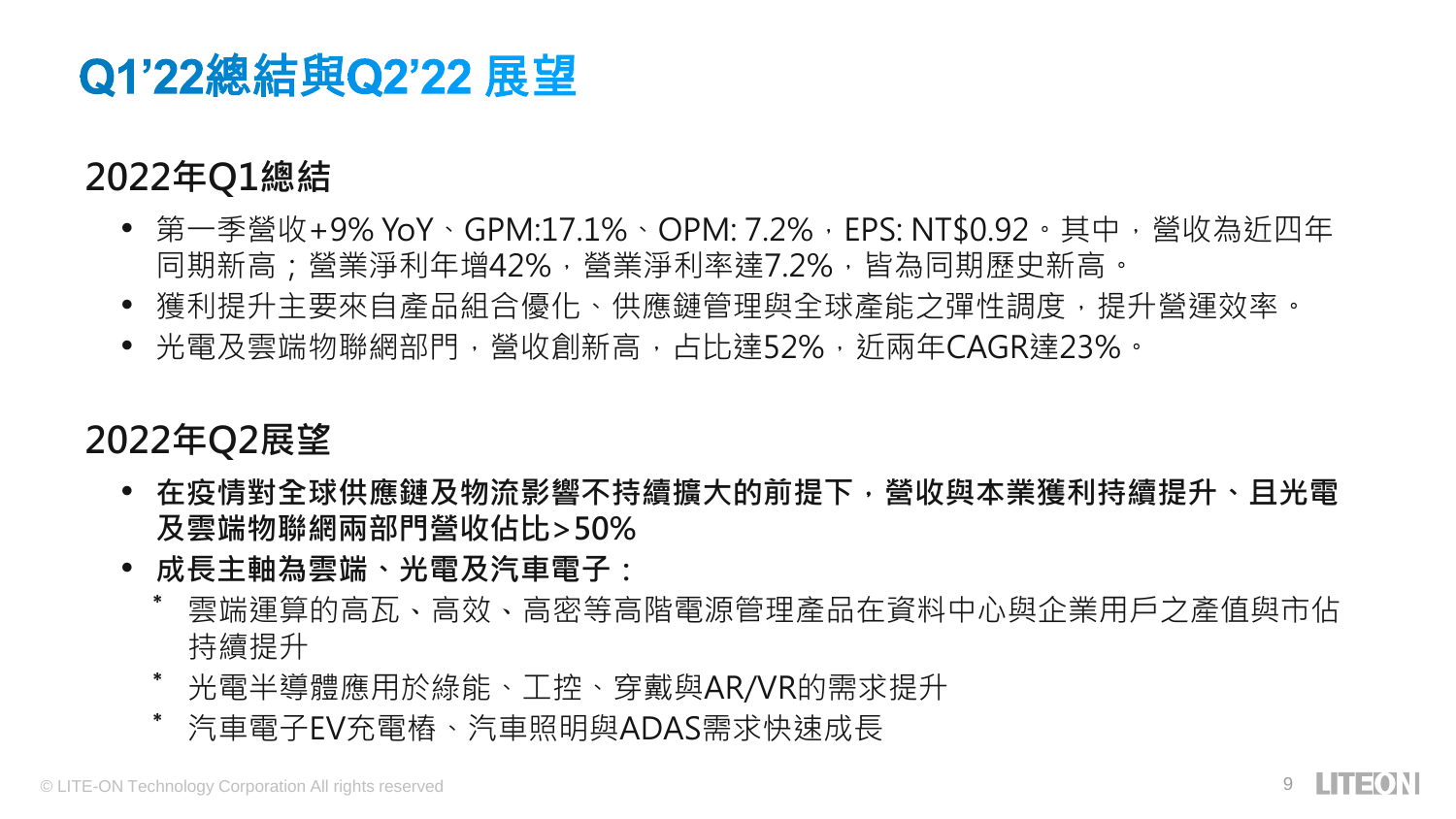# Q1’22總結與Q2’22 展望

## 2022年Q1總結

- 第一季營收+9% YoY、GPM:17.1%、OPM: 7.2%，EPS: NT$0.92。其中，營收為近四年同期新高；營業淨利年增42%，營業淨利率達7.2%，皆為同期歷史新高。
- 獲利提升主要來自產品組合優化、供應鏈管理與全球產能之彈性調度，提升營運效率。
- 光電及雲端物聯網部門，營收創新高，占比達52%，近兩年CAGR達23%。

## 2022年Q2展望

- **在疫情對全球供應鏈及物流影響不持續擴大的前提下，營收與本業獲利持續提升、且光電及雲端物聯網兩部門營收佔比>50%**
- **成長主軸為雲端、光電及汽車電子：**
  - 雲端運算的高瓦、高效、高密等高階電源管理產品在資料中心與企業用戶之產值與市佔持續提升
  - 光電半導體應用於綠能、工控、穿戴與AR/VR的需求提升
  - 汽車電子EV充電樁、汽車照明與ADAS需求快速成長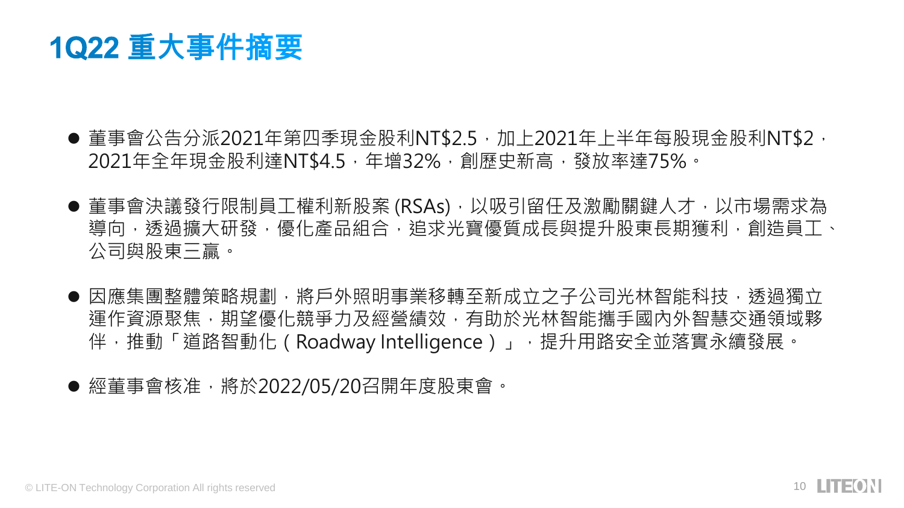# 1Q22 重大事件摘要

- 董事會公告分派2021年第四季現金股利NT$2.5，加上2021年上半年每股現金股利NT$2，2021年全年現金股利達NT$4.5，年增32%，創歷史新高，發放率達75%。
- 董事會決議發行限制員工權利新股案 (RSAs)，以吸引留任及激勵關鍵人才，以市場需求為導向，透過擴大研發，優化產品組合，追求光寶優質成長與提升股東長期獲利，創造員工、公司與股東三贏。
- 因應集團整體策略規劃，將戶外照明事業移轉至新成立之子公司光林智能科技，透過獨立運作資源聚焦，期望優化競爭力及經營績效，有助於光林智能攜手國內外智慧交通領域夥伴，推動「道路智動化（Roadway Intelligence）」，提升用路安全並落實永續發展。
- 經董事會核准，將於2022/05/20召開年度股東會。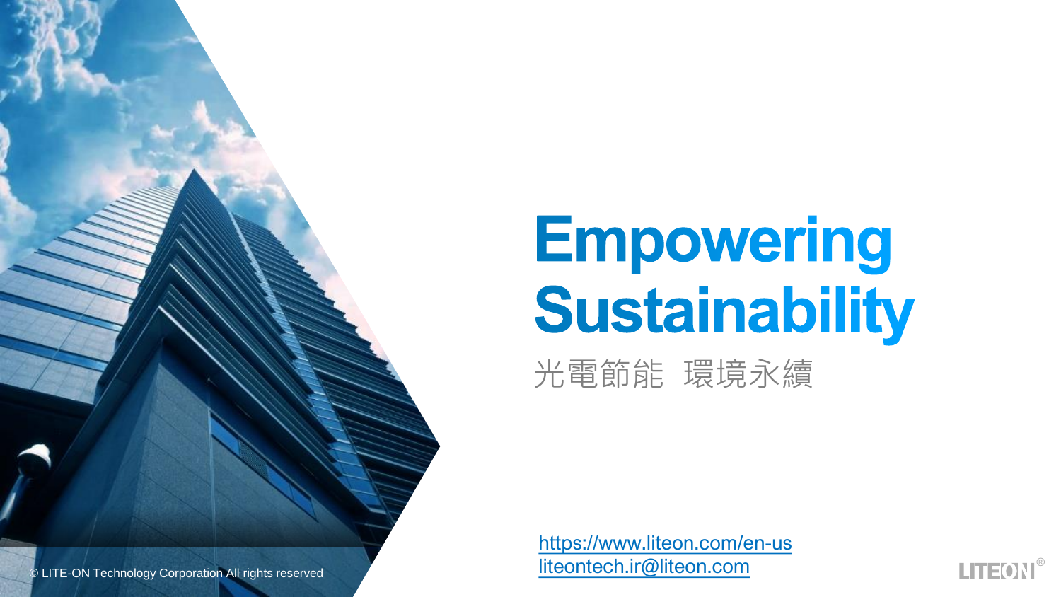# Empowering Sustainability

光電節能 環境永續

https://www.liteon.com/en-us
liteontech.ir@liteon.com

© LITE-ON Technology Corporation All rights reserved

LITEON®